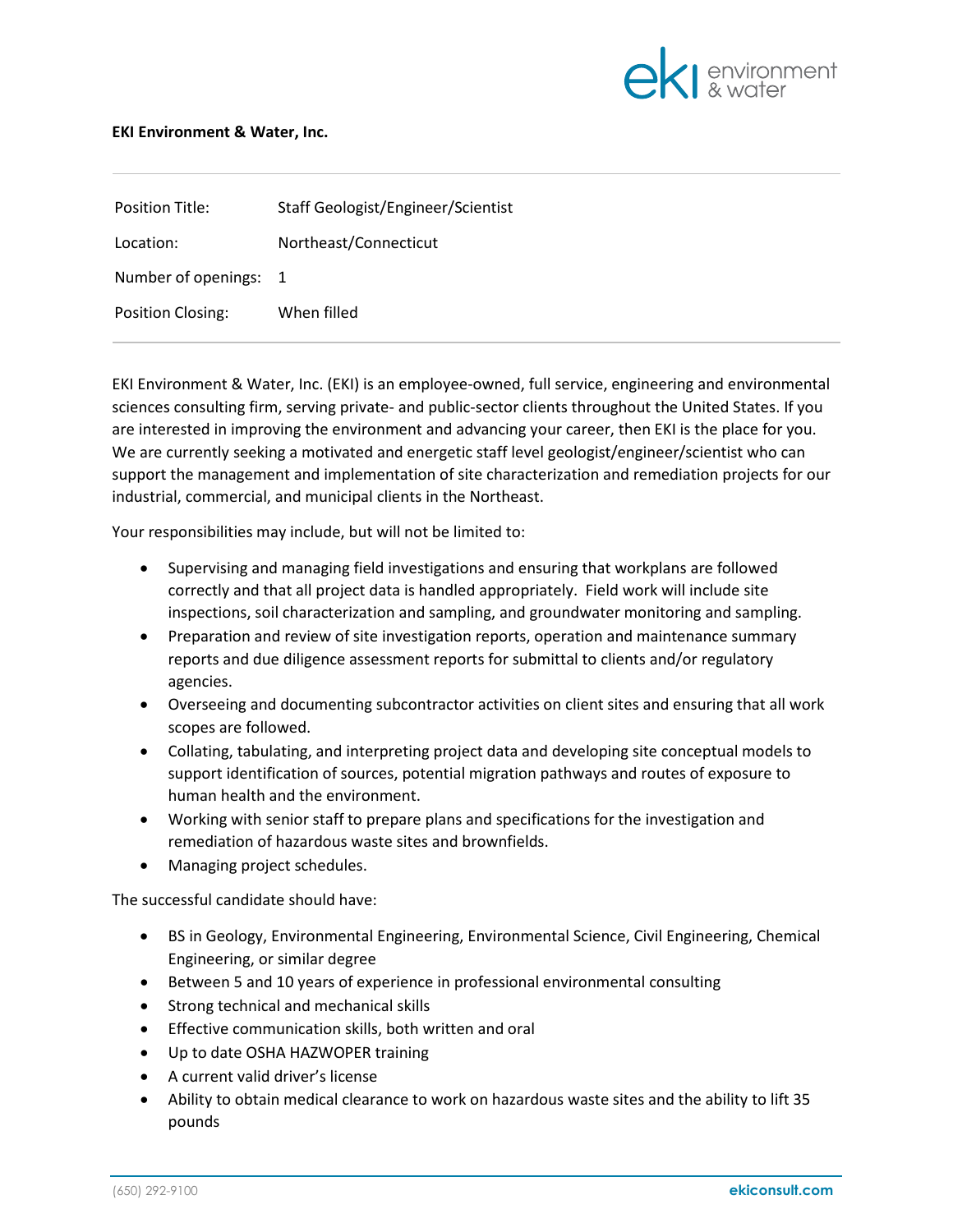**EKI Environment & Water, Inc.**

| | |
|---|---|
| Position Title: | Staff Geologist/Engineer/Scientist |
| Location: | Northeast/Connecticut |
| Number of openings: | 1 |
| Position Closing: | When filled |

EKI Environment & Water, Inc. (EKI) is an employee-owned, full service, engineering and environmental sciences consulting firm, serving private- and public-sector clients throughout the United States. If you are interested in improving the environment and advancing your career, then EKI is the place for you. We are currently seeking a motivated and energetic staff level geologist/engineer/scientist who can support the management and implementation of site characterization and remediation projects for our industrial, commercial, and municipal clients in the Northeast.

Your responsibilities may include, but will not be limited to:

- Supervising and managing field investigations and ensuring that workplans are followed correctly and that all project data is handled appropriately. Field work will include site inspections, soil characterization and sampling, and groundwater monitoring and sampling.
- Preparation and review of site investigation reports, operation and maintenance summary reports and due diligence assessment reports for submittal to clients and/or regulatory agencies.
- Overseeing and documenting subcontractor activities on client sites and ensuring that all work scopes are followed.
- Collating, tabulating, and interpreting project data and developing site conceptual models to support identification of sources, potential migration pathways and routes of exposure to human health and the environment.
- Working with senior staff to prepare plans and specifications for the investigation and remediation of hazardous waste sites and brownfields.
- Managing project schedules.

The successful candidate should have:

- BS in Geology, Environmental Engineering, Environmental Science, Civil Engineering, Chemical Engineering, or similar degree
- Between 5 and 10 years of experience in professional environmental consulting
- Strong technical and mechanical skills
- Effective communication skills, both written and oral
- Up to date OSHA HAZWOPER training
- A current valid driver's license
- Ability to obtain medical clearance to work on hazardous waste sites and the ability to lift 35 pounds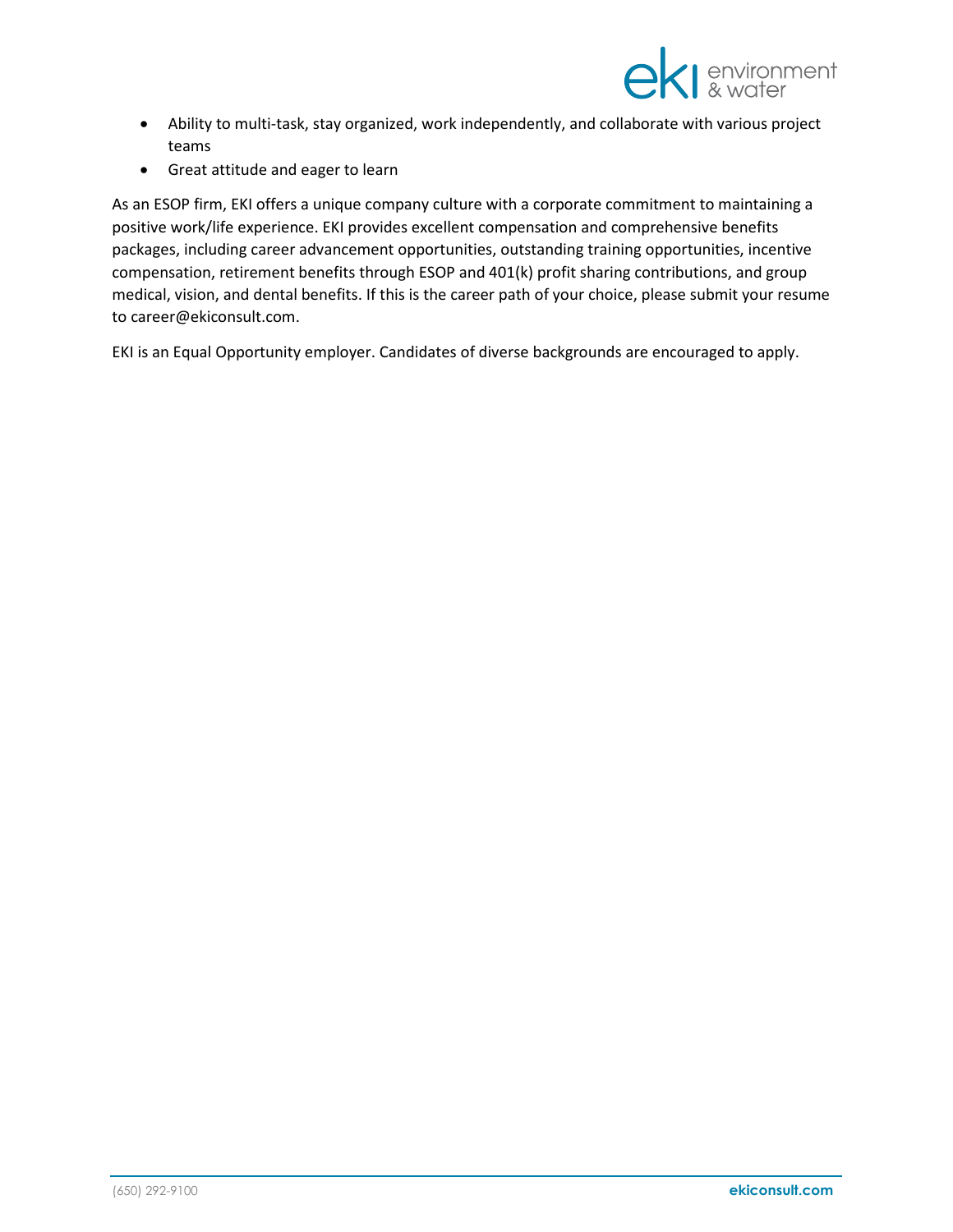- Ability to multi-task, stay organized, work independently, and collaborate with various project teams
- Great attitude and eager to learn

As an ESOP firm, EKI offers a unique company culture with a corporate commitment to maintaining a positive work/life experience. EKI provides excellent compensation and comprehensive benefits packages, including career advancement opportunities, outstanding training opportunities, incentive compensation, retirement benefits through ESOP and 401(k) profit sharing contributions, and group medical, vision, and dental benefits. If this is the career path of your choice, please submit your resume to career@ekiconsult.com.

EKI is an Equal Opportunity employer. Candidates of diverse backgrounds are encouraged to apply.